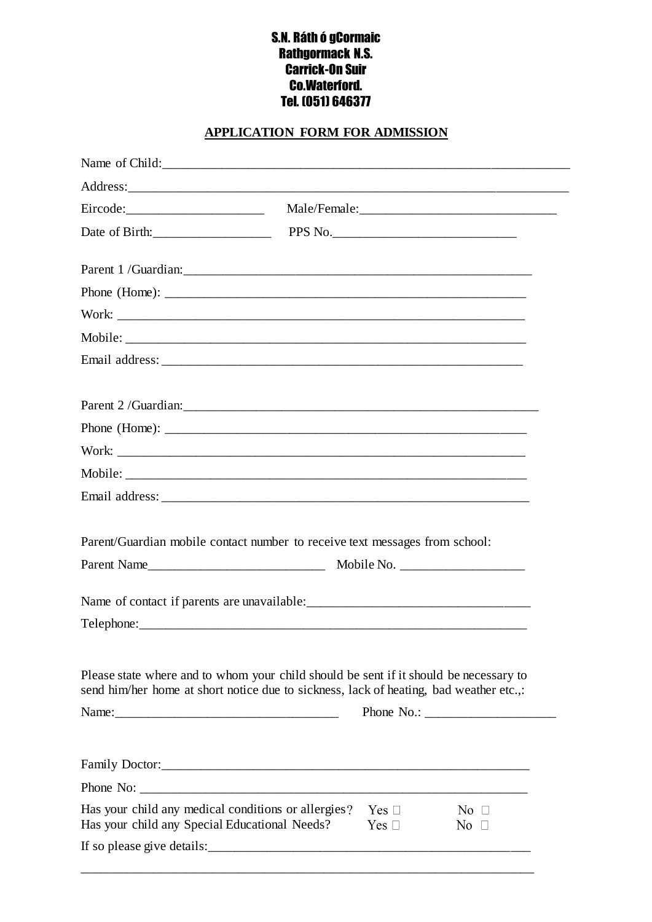**S.N. Ráth ó gCormaic**
**Rathgormack N.S.**
**Carrick-On Suir**
**Co.Waterford.**
**Tel. (051) 646377**

## APPLICATION FORM FOR ADMISSION

Name of Child:_______________________________________________________________

Address:____________________________________________________________________

Eircode:____________________ Male/Female:_____________________________

Date of Birth:_________________ PPS No.___________________________

Parent 1 /Guardian:____________________________________________________

Phone (Home): ________________________________________________________

Work: ______________________________________________________________

Mobile: _____________________________________________________________

Email address: _______________________________________________________

Parent 2 /Guardian:____________________________________________________

Phone (Home): ________________________________________________________

Work: ______________________________________________________________

Mobile: _____________________________________________________________

Email address: _______________________________________________________

Parent/Guardian mobile contact number to receive text messages from school:

Parent Name__________________________ Mobile No. __________________

Name of contact if parents are unavailable:_________________________________

Telephone:__________________________________________________________

Please state where and to whom your child should be sent if it should be necessary to send him/her home at short notice due to sickness, lack of heating, bad weather etc.,:

Name:_________________________________ Phone No.: ___________________

Family Doctor:________________________________________________________

Phone No: ___________________________________________________________

Has your child any medical conditions or allergies? Yes ☐ No ☐
Has your child any Special Educational Needs? Yes ☐ No ☐

If so please give details:_________________________________________________

___________________________________________________________________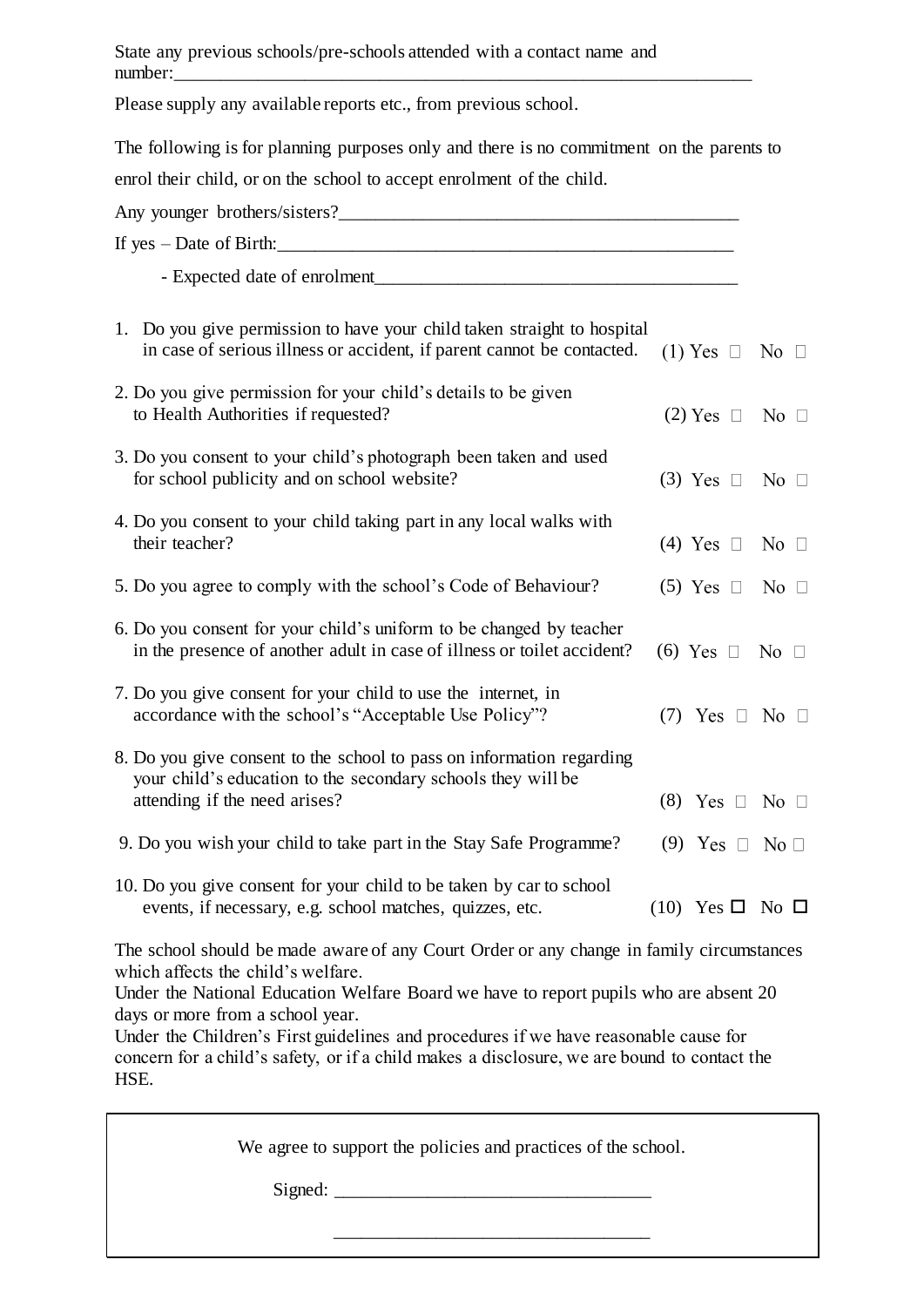State any previous schools/pre-schools attended with a contact name and number:\_\_\_\_\_\_\_\_\_\_\_\_\_\_\_\_\_\_\_\_\_\_\_\_\_\_\_\_\_\_\_\_\_\_\_\_\_\_\_\_\_\_\_\_\_\_\_\_\_\_\_\_\_\_\_\_\_\_\_\_\_\_

Please supply any available reports etc., from previous school.

The following is for planning purposes only and there is no commitment on the parents to enrol their child, or on the school to accept enrolment of the child.

Any younger brothers/sisters?\_\_\_\_\_\_\_\_\_\_\_\_\_\_\_\_\_\_\_\_\_\_\_\_\_\_\_\_\_\_\_\_\_\_\_\_\_\_\_\_\_\_

If yes – Date of Birth:\_\_\_\_\_\_\_\_\_\_\_\_\_\_\_\_\_\_\_\_\_\_\_\_\_\_\_\_\_\_\_\_\_\_\_\_\_\_\_\_\_\_\_\_\_\_\_\_

- Expected date of enrolment\_\_\_\_\_\_\_\_\_\_\_\_\_\_\_\_\_\_\_\_\_\_\_\_\_\_\_\_\_\_\_\_\_\_\_\_\_\_

1. Do you give permission to have your child taken straight to hospital in case of serious illness or accident, if parent cannot be contacted. (1) Yes ☐ No ☐
2. Do you give permission for your child's details to be given to Health Authorities if requested? (2) Yes ☐ No ☐
3. Do you consent to your child's photograph been taken and used for school publicity and on school website? (3) Yes ☐ No ☐
4. Do you consent to your child taking part in any local walks with their teacher? (4) Yes ☐ No ☐
5. Do you agree to comply with the school's Code of Behaviour? (5) Yes ☐ No ☐
6. Do you consent for your child's uniform to be changed by teacher in the presence of another adult in case of illness or toilet accident? (6) Yes ☐ No ☐
7. Do you give consent for your child to use the internet, in accordance with the school's "Acceptable Use Policy"? (7) Yes ☐ No ☐
8. Do you give consent to the school to pass on information regarding your child's education to the secondary schools they will be attending if the need arises? (8) Yes ☐ No ☐
9. Do you wish your child to take part in the Stay Safe Programme? (9) Yes ☐ No ☐
10. Do you give consent for your child to be taken by car to school events, if necessary, e.g. school matches, quizzes, etc. (10) Yes ☐ No ☐

The school should be made aware of any Court Order or any change in family circumstances which affects the child's welfare.
Under the National Education Welfare Board we have to report pupils who are absent 20 days or more from a school year.
Under the Children's First guidelines and procedures if we have reasonable cause for concern for a child's safety, or if a child makes a disclosure, we are bound to contact the HSE.

We agree to support the policies and practices of the school.

Signed: \_\_\_\_\_\_\_\_\_\_\_\_\_\_\_\_\_\_\_\_\_\_\_\_\_\_\_\_\_\_\_\_\_\_

\_\_\_\_\_\_\_\_\_\_\_\_\_\_\_\_\_\_\_\_\_\_\_\_\_\_\_\_\_\_\_\_\_\_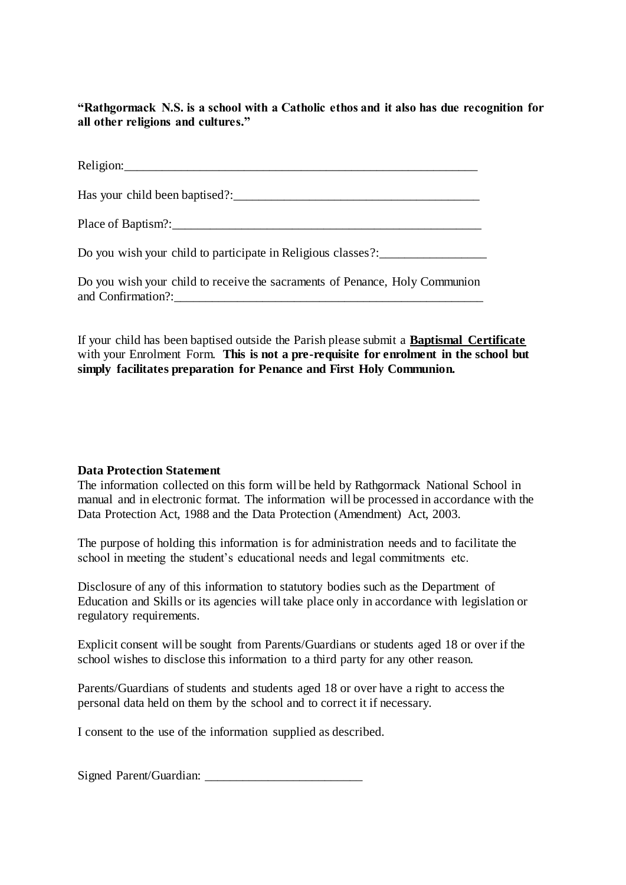**"Rathgormack N.S. is a school with a Catholic ethos and it also has due recognition for all other religions and cultures."**

Religion:_______________________________________________________

Has your child been baptised?:_____________________________________

Place of Baptism?:______________________________________________

Do you wish your child to participate in Religious classes?:_________________

Do you wish your child to receive the sacraments of Penance, Holy Communion and Confirmation?:______________________________________________

If your child has been baptised outside the Parish please submit a **Baptismal Certificate** with your Enrolment Form. **This is not a pre-requisite for enrolment in the school but simply facilitates preparation for Penance and First Holy Communion.**

**Data Protection Statement**

The information collected on this form will be held by Rathgormack National School in manual and in electronic format. The information will be processed in accordance with the Data Protection Act, 1988 and the Data Protection (Amendment) Act, 2003.

The purpose of holding this information is for administration needs and to facilitate the school in meeting the student's educational needs and legal commitments etc.

Disclosure of any of this information to statutory bodies such as the Department of Education and Skills or its agencies will take place only in accordance with legislation or regulatory requirements.

Explicit consent will be sought from Parents/Guardians or students aged 18 or over if the school wishes to disclose this information to a third party for any other reason.

Parents/Guardians of students and students aged 18 or over have a right to access the personal data held on them by the school and to correct it if necessary.

I consent to the use of the information supplied as described.

Signed Parent/Guardian: _________________________